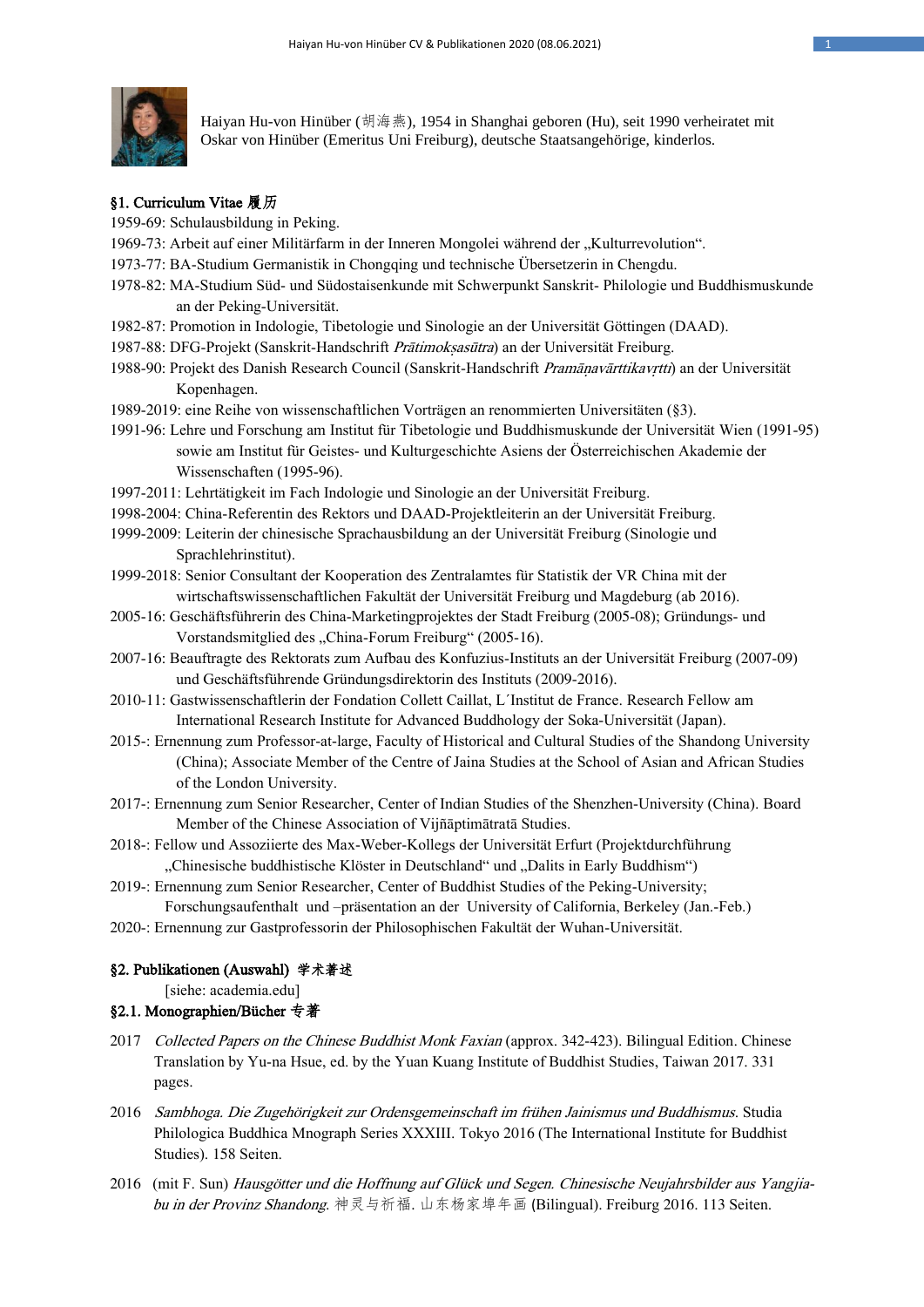Haiyan Hu-von Hinüber (胡海燕), 1954 in Shanghai geboren (Hu), seit 1990 verheiratet mit Oskar von Hinüber (Emeritus Uni Freiburg), deutsche Staatsangehörige, kinderlos.

## §1. Curriculum Vitae 履历

1959-69: Schulausbildung in Peking.

1969-73: Arbeit auf einer Militärfarm in der Inneren Mongolei während der „Kulturrevolution".

1973-77: BA-Studium Germanistik in Chongqing und technische Übersetzerin in Chengdu.

1978-82: MA-Studium Süd- und Südostasienkunde mit Schwerpunkt Sanskrit- Philologie und Buddhismuskunde an der Peking-Universität.

1982-87: Promotion in Indologie, Tibetologie und Sinologie an der Universität Göttingen (DAAD).

1987-88: DFG-Projekt (Sanskrit-Handschrift *Prātimokṣasūtra*) an der Universität Freiburg.

1988-90: Projekt des Danish Research Council (Sanskrit-Handschrift *Pramāṇavārttikavṛtti*) an der Universität Kopenhagen.

1989-2019: eine Reihe von wissenschaftlichen Vorträgen an renommierten Universitäten (§3).

1991-96: Lehre und Forschung am Institut für Tibetologie und Buddhismuskunde der Universität Wien (1991-95) sowie am Institut für Geistes- und Kulturgeschichte Asiens der Österreichischen Akademie der Wissenschaften (1995-96).

1997-2011: Lehrtätigkeit im Fach Indologie und Sinologie an der Universität Freiburg.

1998-2004: China-Referentin des Rektors und DAAD-Projektleiterin an der Universität Freiburg.

1999-2009: Leiterin der chinesische Sprachausbildung an der Universität Freiburg (Sinologie und Sprachlehrinstitut).

1999-2018: Senior Consultant der Kooperation des Zentralamtes für Statistik der VR China mit der wirtschaftswissenschaftlichen Fakultät der Universität Freiburg und Magdeburg (ab 2016).

2005-16: Geschäftsführerin des China-Marketingprojektes der Stadt Freiburg (2005-08); Gründungs- und Vorstandsmitglied des „China-Forum Freiburg" (2005-16).

2007-16: Beauftragte des Rektorats zum Aufbau des Konfuzius-Instituts an der Universität Freiburg (2007-09) und Geschäftsführende Gründungsdirektorin des Instituts (2009-2016).

2010-11: Gastwissenschaftlerin der Fondation Collett Caillat, L´Institut de France. Research Fellow am International Research Institute for Advanced Buddhology der Soka-Universität (Japan).

2015-: Ernennung zum Professor-at-large, Faculty of Historical and Cultural Studies of the Shandong University (China); Associate Member of the Centre of Jaina Studies at the School of Asian and African Studies of the London University.

2017-: Ernennung zum Senior Researcher, Center of Indian Studies of the Shenzhen-University (China). Board Member of the Chinese Association of Vijñāptimātratā Studies.

2018-: Fellow und Assoziierte des Max-Weber-Kollegs der Universität Erfurt (Projektdurchführung „Chinesische buddhistische Klöster in Deutschland" und „Dalits in Early Buddhism")

2019-: Ernennung zum Senior Researcher, Center of Buddhist Studies of the Peking-University; Forschungsaufenthalt und –präsentation an der University of California, Berkeley (Jan.-Feb.)

2020-: Ernennung zur Gastprofessorin der Philosophischen Fakultät der Wuhan-Universität.

## §2. Publikationen (Auswahl) 学术著述

[siehe: academia.edu]

### §2.1. Monographien/Bücher 专著

2017 *Collected Papers on the Chinese Buddhist Monk Faxian* (approx. 342-423). Bilingual Edition. Chinese Translation by Yu-na Hsue, ed. by the Yuan Kuang Institute of Buddhist Studies, Taiwan 2017. 331 pages.

2016 *Sambhoga. Die Zugehörigkeit zur Ordensgemeinschaft im frühen Jainismus und Buddhismus*. Studia Philologica Buddhica Mnograph Series XXXIII. Tokyo 2016 (The International Institute for Buddhist Studies). 158 Seiten.

2016 (mit F. Sun) *Hausgötter und die Hoffnung auf Glück und Segen. Chinesische Neujahrsbilder aus Yangjia-bu in der Provinz Shandong*. 神灵与祈福. 山东杨家埠年画 (Bilingual). Freiburg 2016. 113 Seiten.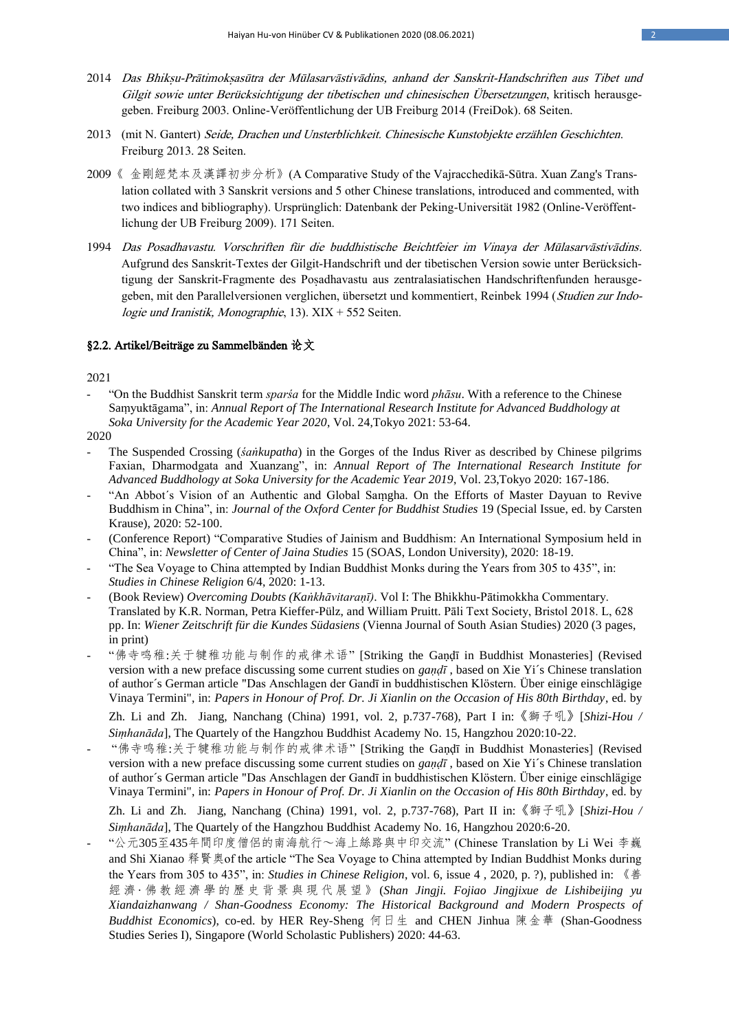2014 *Das Bhikṣu-Prātimokṣasūtra der Mūlasarvāstivādins, anhand der Sanskrit-Handschriften aus Tibet und Gilgit sowie unter Berücksichtigung der tibetischen und chinesischen Übersetzungen*, kritisch herausgegeben. Freiburg 2003. Online-Veröffentlichung der UB Freiburg 2014 (FreiDok). 68 Seiten.

2013 (mit N. Gantert) *Seide, Drachen und Unsterblichkeit. Chinesische Kunstobjekte erzählen Geschichten*. Freiburg 2013. 28 Seiten.

2009 《金剛經梵本及漢譯初步分析》(A Comparative Study of the Vajracchedikā-Sūtra. Xuan Zang's Translation collated with 3 Sanskrit versions and 5 other Chinese translations, introduced and commented, with two indices and bibliography). Ursprünglich: Datenbank der Peking-Universität 1982 (Online-Veröffentlichung der UB Freiburg 2009). 171 Seiten.

1994 *Das Posadhavastu. Vorschriften für die buddhistische Beichtfeier im Vinaya der Mūlasarvāstivādins*. Aufgrund des Sanskrit-Textes der Gilgit-Handschrift und der tibetischen Version sowie unter Berücksichtigung der Sanskrit-Fragmente des Poṣadhavastu aus zentralasiatischen Handschriftenfunden herausgegeben, mit den Parallelversionen verglichen, übersetzt und kommentiert, Reinbek 1994 (*Studien zur Indologie und Iranistik, Monographie*, 13). XIX + 552 Seiten.

### §2.2. Artikel/Beiträge zu Sammelbänden 论文

2021

- "On the Buddhist Sanskrit term *sparśa* for the Middle Indic word *phāsu*. With a reference to the Chinese Saṃyuktāgama", in: *Annual Report of The International Research Institute for Advanced Buddhology at Soka University for the Academic Year 2020*, Vol. 24,Tokyo 2021: 53-64.

2020

- The Suspended Crossing (*śaṅkupatha*) in the Gorges of the Indus River as described by Chinese pilgrims Faxian, Dharmodgata and Xuanzang", in: *Annual Report of The International Research Institute for Advanced Buddhology at Soka University for the Academic Year 2019*, Vol. 23,Tokyo 2020: 167-186.
- "An Abbot´s Vision of an Authentic and Global Saṃgha. On the Efforts of Master Dayuan to Revive Buddhism in China", in: *Journal of the Oxford Center for Buddhist Studies* 19 (Special Issue, ed. by Carsten Krause), 2020: 52-100.
- (Conference Report) "Comparative Studies of Jainism and Buddhism: An International Symposium held in China", in: *Newsletter of Center of Jaina Studies* 15 (SOAS, London University), 2020: 18-19.
- "The Sea Voyage to China attempted by Indian Buddhist Monks during the Years from 305 to 435", in: *Studies in Chinese Religion* 6/4, 2020: 1-13.
- (Book Review) *Overcoming Doubts (Kaṅkhāvitaraṇī)*. Vol I: The Bhikkhu-Pātimokkha Commentary. Translated by K.R. Norman, Petra Kieffer-Pülz, and William Pruitt. Pāli Text Society, Bristol 2018. L, 628 pp. In: *Wiener Zeitschrift für die Kundes Südasiens* (Vienna Journal of South Asian Studies) 2020 (3 pages, in print)
- "佛寺鸣稚:关于犍稚功能与制作的戒律术语" [Striking the Gaṇḍī in Buddhist Monasteries] (Revised version with a new preface discussing some current studies on *gaṇḍī* , based on Xie Yi´s Chinese translation of author´s German article "Das Anschlagen der Gandī in buddhistischen Klöstern. Über einige einschlägige Vinaya Termini", in: *Papers in Honour of Prof. Dr. Ji Xianlin on the Occasion of His 80th Birthday*, ed. by Zh. Li and Zh. Jiang, Nanchang (China) 1991, vol. 2, p.737-768), Part I in:《獅子吼》[*Shizi-Hou / Siṃhanāda*], The Quartely of the Hangzhou Buddhist Academy No. 15, Hangzhou 2020:10-22.
- "佛寺鸣稚:关于犍稚功能与制作的戒律术语" [Striking the Gaṇḍī in Buddhist Monasteries] (Revised version with a new preface discussing some current studies on *gaṇḍī* , based on Xie Yi´s Chinese translation of author´s German article "Das Anschlagen der Gandī in buddhistischen Klöstern. Über einige einschlägige Vinaya Termini", in: *Papers in Honour of Prof. Dr. Ji Xianlin on the Occasion of His 80th Birthday*, ed. by Zh. Li and Zh. Jiang, Nanchang (China) 1991, vol. 2, p.737-768), Part II in:《獅子吼》[*Shizi-Hou / Siṃhanāda*], The Quartely of the Hangzhou Buddhist Academy No. 16, Hangzhou 2020:6-20.
- "公元305至435年間印度僧侶的南海航行～海上絲路與中印交流" (Chinese Translation by Li Wei 李巍 and Shi Xianao 釋賢奥of the article "The Sea Voyage to China attempted by Indian Buddhist Monks during the Years from 305 to 435", in: *Studies in Chinese Religion*, vol. 6, issue 4 , 2020, p. ?), published in: 《善經濟·佛教經濟學的歷史背景與現代展望》(*Shan Jingji. Fojiao Jingjixue de Lishibeijing yu Xiandaizhanwang / Shan-Goodness Economy: The Historical Background and Modern Prospects of Buddhist Economics*), co-ed. by HER Rey-Sheng 何日生 and CHEN Jinhua 陳金華 (Shan-Goodness Studies Series I), Singapore (World Scholastic Publishers) 2020: 44-63.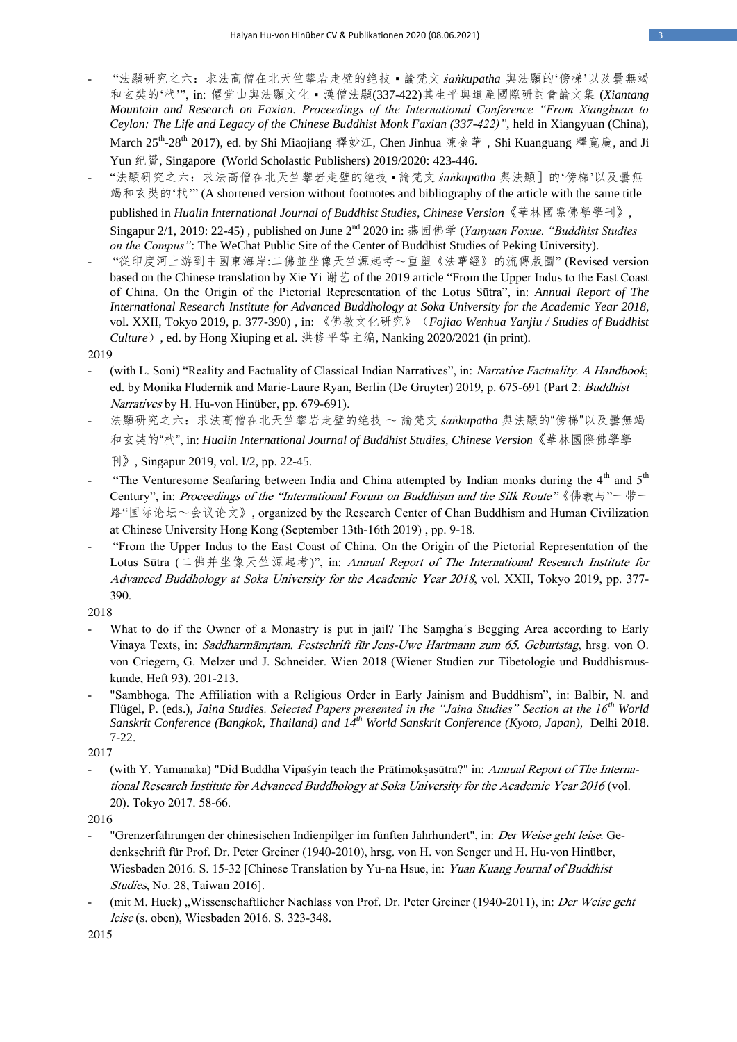- "法顯研究之六：求法高僧在北天竺攀岩走壁的绝技 ▪ 論梵文 *śaṅkupatha* 與法顯的'傍梯'以及曇無竭和玄奘的'杙'", in: 僊堂山與法顯文化 ▪ 漢僧法顯(337-422)其生平與遺產國際研討會論文集 (*Xiantang Mountain and Research on Faxian. Proceedings of the International Conference "From Xianghuan to Ceylon: The Life and Legacy of the Chinese Buddhist Monk Faxian (337-422)"*, held in Xiangyuan (China), March 25th-28th 2017), ed. by Shi Miaojiang 釋妙江, Chen Jinhua 陳金華 , Shi Kuanguang 釋寬廣, and Ji Yun 纪贇, Singapore (World Scholastic Publishers) 2019/2020: 423-446.
- "法顯研究之六：求法高僧在北天竺攀岩走壁的绝技 ▪ 論梵文 *śaṅkupatha* 與法顯] 的'傍梯'以及曇無竭和玄奘的'杙'" (A shortened version without footnotes and bibliography of the article with the same title published in *Hualin International Journal of Buddhist Studies, Chinese Version*《華林國際佛學學刊》, Singapur 2/1, 2019: 22-45) , published on June 2nd 2020 in: 燕园佛学 (*Yanyuan Foxue. "Buddhist Studies on the Compus"*: The WeChat Public Site of the Center of Buddhist Studies of Peking University).
- "從印度河上游到中國東海岸:二佛並坐像天竺源起考～重塑《法華經》的流傳版圖" (Revised version based on the Chinese translation by Xie Yi 谢艺 of the 2019 article "From the Upper Indus to the East Coast of China. On the Origin of the Pictorial Representation of the Lotus Sūtra", in: *Annual Report of The International Research Institute for Advanced Buddhology at Soka University for the Academic Year 2018*, vol. XXII, Tokyo 2019, p. 377-390) , in: 《佛教文化研究》（*Fojiao Wenhua Yanjiu / Studies of Buddhist Culture*）, ed. by Hong Xiuping et al. 洪修平等主编, Nanking 2020/2021 (in print).

2019

- (with L. Soni) "Reality and Factuality of Classical Indian Narratives", in: *Narrative Factuality. A Handbook*, ed. by Monika Fludernik and Marie-Laure Ryan, Berlin (De Gruyter) 2019, p. 675-691 (Part 2: *Buddhist Narratives* by H. Hu-von Hinüber, pp. 679-691).
- 法顯研究之六：求法高僧在北天竺攀岩走壁的绝技 ～ 論梵文 *śaṅkupatha* 與法顯的"傍梯"以及曇無竭和玄奘的"杙", in: *Hualin International Journal of Buddhist Studies, Chinese Version*《華林國際佛學學刊》, Singapur 2019, vol. I/2, pp. 22-45.
- "The Venturesome Seafaring between India and China attempted by Indian monks during the 4th and 5th Century", in: *Proceedings of the "International Forum on Buddhism and the Silk Route"*《佛教与"一带一路"国际论坛～会议论文》, organized by the Research Center of Chan Buddhism and Human Civilization at Chinese University Hong Kong (September 13th-16th 2019) , pp. 9-18.
- "From the Upper Indus to the East Coast of China. On the Origin of the Pictorial Representation of the Lotus Sūtra (二佛并坐像天竺源起考)", in: *Annual Report of The International Research Institute for Advanced Buddhology at Soka University for the Academic Year 2018*, vol. XXII, Tokyo 2019, pp. 377-390.

2018

- What to do if the Owner of a Monastry is put in jail? The Saṃgha´s Begging Area according to Early Vinaya Texts, in: *Saddharmāmṛtam. Festschrift für Jens-Uwe Hartmann zum 65. Geburtstag*, hrsg. von O. von Criegern, G. Melzer und J. Schneider. Wien 2018 (Wiener Studien zur Tibetologie und Buddhismuskunde, Heft 93). 201-213.
- "Sambhoga. The Affiliation with a Religious Order in Early Jainism and Buddhism", in: Balbir, N. and Flügel, P. (eds.), *Jaina Studies. Selected Papers presented in the "Jaina Studies" Section at the 16th World Sanskrit Conference (Bangkok, Thailand) and 14th World Sanskrit Conference (Kyoto, Japan),* Delhi 2018. 7-22.

2017

- (with Y. Yamanaka) "Did Buddha Vipaśyin teach the Prātimokṣasūtra?" in: *Annual Report of The International Research Institute for Advanced Buddhology at Soka University for the Academic Year 2016* (vol. 20). Tokyo 2017. 58-66.

2016

- "Grenzerfahrungen der chinesischen Indienpilger im fünften Jahrhundert", in: *Der Weise geht leise*. Gedenkschrift für Prof. Dr. Peter Greiner (1940-2010), hrsg. von H. von Senger und H. Hu-von Hinüber, Wiesbaden 2016. S. 15-32 [Chinese Translation by Yu-na Hsue, in: *Yuan Kuang Journal of Buddhist Studies*, No. 28, Taiwan 2016].
- (mit M. Huck) „Wissenschaftlicher Nachlass von Prof. Dr. Peter Greiner (1940-2011), in: *Der Weise geht leise* (s. oben), Wiesbaden 2016. S. 323-348.

2015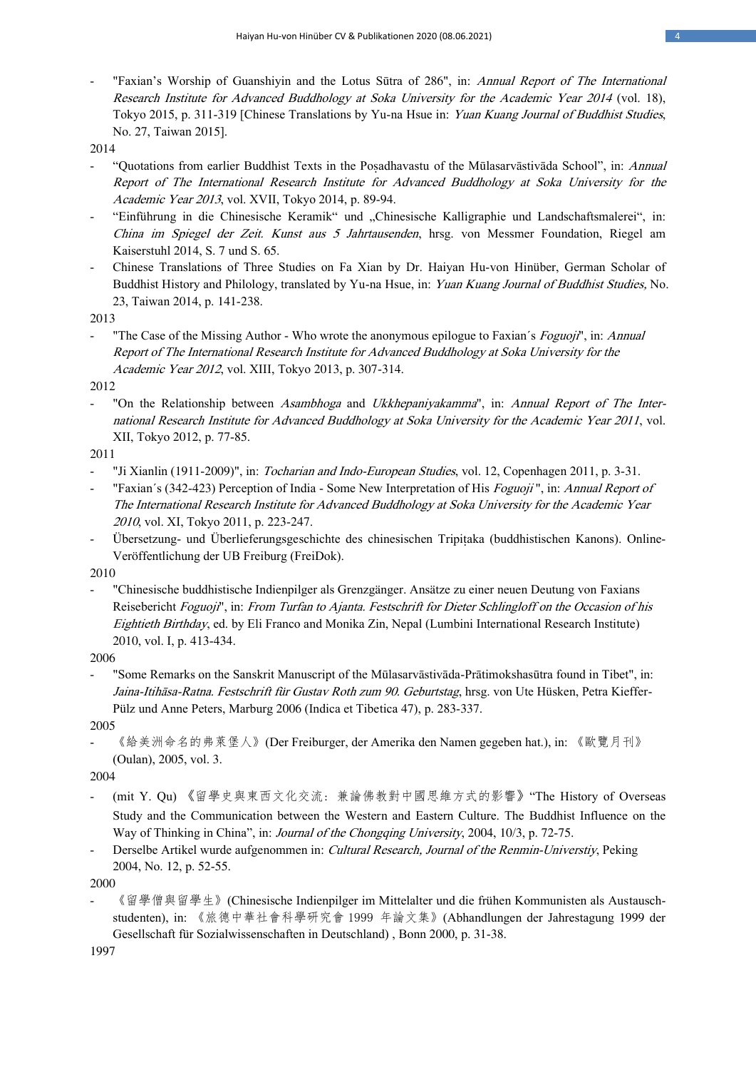- "Faxian's Worship of Guanshiyin and the Lotus Sūtra of 286", in: *Annual Report of The International Research Institute for Advanced Buddhology at Soka University for the Academic Year 2014* (vol. 18), Tokyo 2015, p. 311-319 [Chinese Translations by Yu-na Hsue in: *Yuan Kuang Journal of Buddhist Studies*, No. 27, Taiwan 2015].

2014

- "Quotations from earlier Buddhist Texts in the Poṣadhavastu of the Mūlasarvāstivāda School", in: *Annual Report of The International Research Institute for Advanced Buddhology at Soka University for the Academic Year 2013*, vol. XVII, Tokyo 2014, p. 89-94.
- "Einführung in die Chinesische Keramik" und „Chinesische Kalligraphie und Landschaftsmalerei", in: *China im Spiegel der Zeit. Kunst aus 5 Jahrtausenden*, hrsg. von Messmer Foundation, Riegel am Kaiserstuhl 2014, S. 7 und S. 65.
- Chinese Translations of Three Studies on Fa Xian by Dr. Haiyan Hu-von Hinüber, German Scholar of Buddhist History and Philology, translated by Yu-na Hsue, in: *Yuan Kuang Journal of Buddhist Studies,* No. 23, Taiwan 2014, p. 141-238.

2013

- "The Case of the Missing Author - Who wrote the anonymous epilogue to Faxian´s *Foguoji*", in: *Annual Report of The International Research Institute for Advanced Buddhology at Soka University for the Academic Year 2012*, vol. XIII, Tokyo 2013, p. 307-314.

2012

- "On the Relationship between *Asambhoga* and *Ukkhepaniyakamma*", in: *Annual Report of The International Research Institute for Advanced Buddhology at Soka University for the Academic Year 2011*, vol. XII, Tokyo 2012, p. 77-85.

2011

- "Ji Xianlin (1911-2009)", in: *Tocharian and Indo-European Studies*, vol. 12, Copenhagen 2011, p. 3-31.
- "Faxian´s (342-423) Perception of India - Some New Interpretation of His *Foguoji* ", in: *Annual Report of The International Research Institute for Advanced Buddhology at Soka University for the Academic Year 2010*, vol. XI, Tokyo 2011, p. 223-247.
- Übersetzung- und Überlieferungsgeschichte des chinesischen Tripiṭaka (buddhistischen Kanons). Online-Veröffentlichung der UB Freiburg (FreiDok).

2010

- "Chinesische buddhistische Indienpilger als Grenzgänger. Ansätze zu einer neuen Deutung von Faxians Reisebericht *Foguoji*", in: *From Turfan to Ajanta. Festschrift for Dieter Schlingloff on the Occasion of his Eightieth Birthday*, ed. by Eli Franco and Monika Zin, Nepal (Lumbini International Research Institute) 2010, vol. I, p. 413-434.

2006

- "Some Remarks on the Sanskrit Manuscript of the Mūlasarvāstivāda-Prātimokshasūtra found in Tibet", in: *Jaina-Itihāsa-Ratna. Festschrift für Gustav Roth zum 90. Geburtstag*, hrsg. von Ute Hüsken, Petra Kieffer-Pülz und Anne Peters, Marburg 2006 (Indica et Tibetica 47), p. 283-337.

2005

- 《給美洲命名的弗萊堡人》(Der Freiburger, der Amerika den Namen gegeben hat.), in: 《歐覽月刊》(Oulan), 2005, vol. 3.

2004

- (mit Y. Qu) 《留學史與東西文化交流：兼論佛教對中國思維方式的影響》"The History of Overseas Study and the Communication between the Western and Eastern Culture. The Buddhist Influence on the Way of Thinking in China", in: *Journal of the Chongqing University*, 2004, 10/3, p. 72-75.
- Derselbe Artikel wurde aufgenommen in: *Cultural Research, Journal of the Renmin-Universtiy*, Peking 2004, No. 12, p. 52-55.

2000

- 《留學僧與留學生》(Chinesische Indienpilger im Mittelalter und die frühen Kommunisten als Austauschstudenten), in: 《旅德中華社會科學研究會 1999 年論文集》(Abhandlungen der Jahrestagung 1999 der Gesellschaft für Sozialwissenschaften in Deutschland) , Bonn 2000, p. 31-38.

1997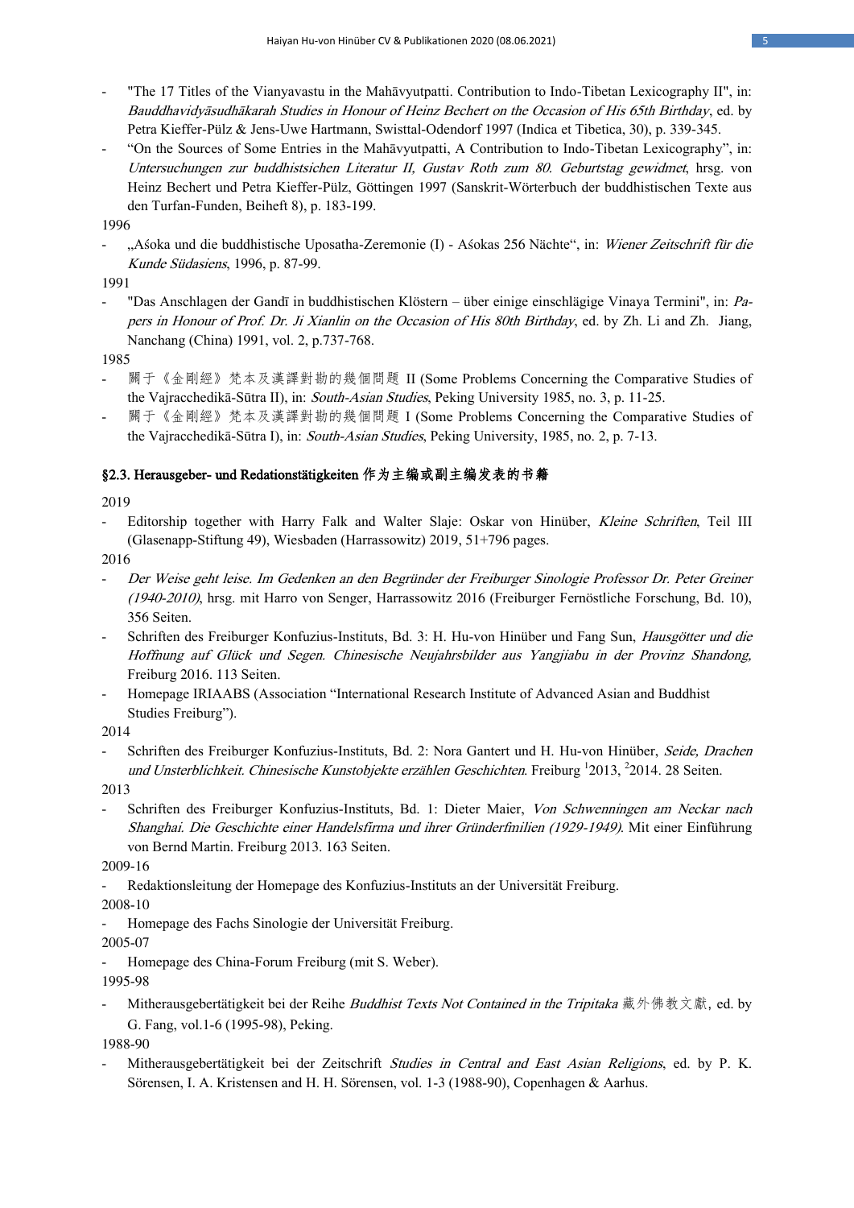- "The 17 Titles of the Vianyavastu in the Mahāvyutpatti. Contribution to Indo-Tibetan Lexicography II", in: *Bauddhavidyāsudhākarah Studies in Honour of Heinz Bechert on the Occasion of His 65th Birthday*, ed. by Petra Kieffer-Pülz & Jens-Uwe Hartmann, Swisttal-Odendorf 1997 (Indica et Tibetica, 30), p. 339-345.
- "On the Sources of Some Entries in the Mahāvyutpatti, A Contribution to Indo-Tibetan Lexicography", in: *Untersuchungen zur buddhistsichen Literatur II, Gustav Roth zum 80. Geburtstag gewidmet*, hrsg. von Heinz Bechert und Petra Kieffer-Pülz, Göttingen 1997 (Sanskrit-Wörterbuch der buddhistischen Texte aus den Turfan-Funden, Beiheft 8), p. 183-199.

1996

- „Aśoka und die buddhistische Uposatha-Zeremonie (I) - Aśokas 256 Nächte", in: *Wiener Zeitschrift für die Kunde Südasiens*, 1996, p. 87-99.

1991

- "Das Anschlagen der Gandī in buddhistischen Klöstern – über einige einschlägige Vinaya Termini", in: *Papers in Honour of Prof. Dr. Ji Xianlin on the Occasion of His 80th Birthday*, ed. by Zh. Li and Zh. Jiang, Nanchang (China) 1991, vol. 2, p.737-768.

1985

- 關于《金剛經》梵本及漢譯對勘的幾個問題 II (Some Problems Concerning the Comparative Studies of the Vajracchedikā-Sūtra II), in: *South-Asian Studies*, Peking University 1985, no. 3, p. 11-25.
- 關于《金剛經》梵本及漢譯對勘的幾個問題 I (Some Problems Concerning the Comparative Studies of the Vajracchedikā-Sūtra I), in: *South-Asian Studies*, Peking University, 1985, no. 2, p. 7-13.

### §2.3. Herausgeber- und Redationstätigkeiten 作为主编或副主编发表的书籍

2019

- Editorship together with Harry Falk and Walter Slaje: Oskar von Hinüber, *Kleine Schriften*, Teil III (Glasenapp-Stiftung 49), Wiesbaden (Harrassowitz) 2019, 51+796 pages.

2016

- *Der Weise geht leise. Im Gedenken an den Begründer der Freiburger Sinologie Professor Dr. Peter Greiner (1940-2010)*, hrsg. mit Harro von Senger, Harrassowitz 2016 (Freiburger Fernöstliche Forschung, Bd. 10), 356 Seiten.
- Schriften des Freiburger Konfuzius-Instituts, Bd. 3: H. Hu-von Hinüber und Fang Sun, *Hausgötter und die Hoffnung auf Glück und Segen. Chinesische Neujahrsbilder aus Yangjiabu in der Provinz Shandong,* Freiburg 2016. 113 Seiten.
- Homepage IRIAABS (Association "International Research Institute of Advanced Asian and Buddhist Studies Freiburg").

2014

- Schriften des Freiburger Konfuzius-Instituts, Bd. 2: Nora Gantert und H. Hu-von Hinüber, *Seide, Drachen und Unsterblichkeit. Chinesische Kunstobjekte erzählen Geschichten*. Freiburg [1]2013, [2]2014. 28 Seiten.

2013

- Schriften des Freiburger Konfuzius-Instituts, Bd. 1: Dieter Maier, *Von Schwenningen am Neckar nach Shanghai. Die Geschichte einer Handelsfirma und ihrer Gründerfmilien (1929-1949).* Mit einer Einführung von Bernd Martin. Freiburg 2013. 163 Seiten.

2009-16

- Redaktionsleitung der Homepage des Konfuzius-Instituts an der Universität Freiburg.

2008-10

- Homepage des Fachs Sinologie der Universität Freiburg.

2005-07

- Homepage des China-Forum Freiburg (mit S. Weber).

1995-98

- Mitherausgebertätigkeit bei der Reihe *Buddhist Texts Not Contained in the Tripitaka* 藏外佛教文獻, ed. by G. Fang, vol.1-6 (1995-98), Peking.

1988-90

- Mitherausgebertätigkeit bei der Zeitschrift *Studies in Central and East Asian Religions*, ed. by P. K. Sörensen, I. A. Kristensen and H. H. Sörensen, vol. 1-3 (1988-90), Copenhagen & Aarhus.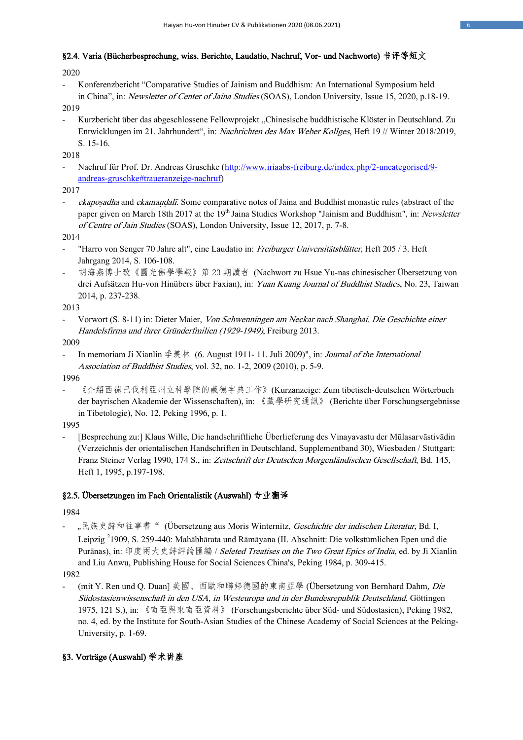### §2.4. Varia (Bücherbesprechung, wiss. Berichte, Laudatio, Nachruf, Vor- und Nachworte) 书评等短文

2020

- Konferenzbericht "Comparative Studies of Jainism and Buddhism: An International Symposium held in China", in: *Newsletter of Center of Jaina Studies* (SOAS), London University, Issue 15, 2020, p.18-19.

2019

- Kurzbericht über das abgeschlossene Fellowprojekt „Chinesische buddhistische Klöster in Deutschland. Zu Entwicklungen im 21. Jahrhundert", in: *Nachrichten des Max Weber Kollges*, Heft 19 // Winter 2018/2019, S. 15-16.

2018

- Nachruf für Prof. Dr. Andreas Gruschke (http://www.iriaabs-freiburg.de/index.php/2-uncategorised/9-andreas-gruschke#traueranzeige-nachruf)

2017

- *ekapoṣadha* and *ekamaṇḍalī*. Some comparative notes of Jaina and Buddhist monastic rules (abstract of the paper given on March 18th 2017 at the 19th Jaina Studies Workshop "Jainism and Buddhism", in: *Newsletter of Centre of Jain Studies* (SOAS), London University, Issue 12, 2017, p. 7-8.

2014

- "Harro von Senger 70 Jahre alt", eine Laudatio in: *Freiburger Universitätsblätter*, Heft 205 / 3. Heft Jahrgang 2014, S. 106-108.
- 胡海燕博士致《圓光佛學學報》第 23 期讀者 (Nachwort zu Hsue Yu-nas chinesischer Übersetzung von drei Aufsätzen Hu-von Hinübers über Faxian), in: *Yuan Kuang Journal of Buddhist Studies*, No. 23, Taiwan 2014, p. 237-238.

2013

- Vorwort (S. 8-11) in: Dieter Maier, *Von Schwenningen am Neckar nach Shanghai. Die Geschichte einer Handelsfirma und ihrer Gründerfmilien (1929-1949)*, Freiburg 2013.

2009

- In memoriam Ji Xianlin 季羡林 (6. August 1911- 11. Juli 2009)", in: *Journal of the International Association of Buddhist Studies*, vol. 32, no. 1-2, 2009 (2010), p. 5-9.

1996

- 《介紹西德巴伐利亞州立科學院的藏德字典工作》(Kurzanzeige: Zum tibetisch-deutschen Wörterbuch der bayrischen Akademie der Wissenschaften), in: 《藏學研究通訊》 (Berichte über Forschungsergebnisse in Tibetologie), No. 12, Peking 1996, p. 1.

1995

- [Besprechung zu:] Klaus Wille, Die handschriftliche Überlieferung des Vinayavastu der Mūlasarvāstivādin (Verzeichnis der orientalischen Handschriften in Deutschland, Supplementband 30), Wiesbaden / Stuttgart: Franz Steiner Verlag 1990, 174 S., in: *Zeitschrift der Deutschen Morgenländischen Gesellschaft*, Bd. 145, Heft 1, 1995, p.197-198.

### §2.5. Übersetzungen im Fach Orientalistik (Auswahl) 专业翻译

1984

- „民族史詩和往事書" (Übersetzung aus Moris Winternitz, *Geschichte der indischen Literatur*, Bd. I, Leipzig ²1909, S. 259-440: Mahābhārata und Rāmāyana (II. Abschnitt: Die volkstümlichen Epen und die Purānas), in: 印度兩大史詩評論匯編 / *Seleted Treatises on the Two Great Epics of India*, ed. by Ji Xianlin and Liu Anwu, Publishing House for Social Sciences China's, Peking 1984, p. 309-415.

1982

- [mit Y. Ren und Q. Duan] 美國、西歐和聯邦德國的東南亞學 (Übersetzung von Bernhard Dahm, *Die Südostasienwissenschaft in den USA, in Westeuropa und in der Bundesrepublik Deutschland*, Göttingen 1975, 121 S.), in: 《南亞與東南亞資料》 (Forschungsberichte über Süd- und Südostasien), Peking 1982, no. 4, ed. by the Institute for South-Asian Studies of the Chinese Academy of Social Sciences at the Peking-University, p. 1-69.

## §3. Vorträge (Auswahl) 学术讲座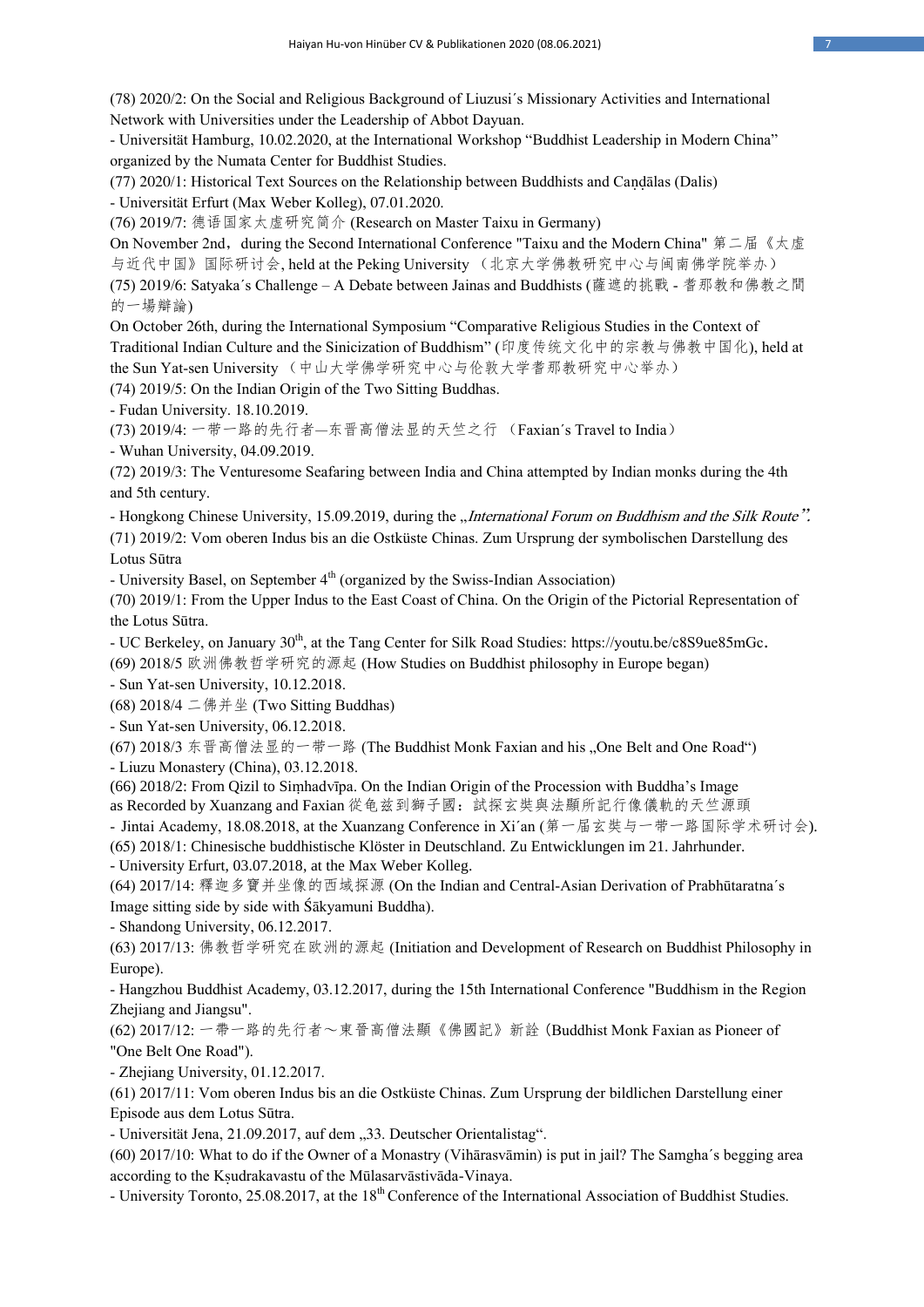(78) 2020/2: On the Social and Religious Background of Liuzusi´s Missionary Activities and International Network with Universities under the Leadership of Abbot Dayuan.
- Universität Hamburg, 10.02.2020, at the International Workshop "Buddhist Leadership in Modern China" organized by the Numata Center for Buddhist Studies.
(77) 2020/1: Historical Text Sources on the Relationship between Buddhists and Caṇḍālas (Dalis)
- Universität Erfurt (Max Weber Kolleg), 07.01.2020.
(76) 2019/7: 德语国家太虚研究简介 (Research on Master Taixu in Germany)
On November 2nd，during the Second International Conference "Taixu and the Modern China" 第二届《太虚与近代中国》国际研讨会, held at the Peking University （北京大学佛教研究中心与闽南佛学院举办）
(75) 2019/6: Satyaka´s Challenge – A Debate between Jainas and Buddhists (薩遮的挑戰 - 耆那教和佛教之間的一場辯論)
On October 26th, during the International Symposium "Comparative Religious Studies in the Context of Traditional Indian Culture and the Sinicization of Buddhism" (印度传统文化中的宗教与佛教中国化), held at the Sun Yat-sen University （中山大学佛学研究中心与伦敦大学耆那教研究中心举办）
(74) 2019/5: On the Indian Origin of the Two Sitting Buddhas.
- Fudan University. 18.10.2019.
(73) 2019/4: 一带一路的先行者—东晋高僧法显的天竺之行 （Faxian´s Travel to India）
- Wuhan University, 04.09.2019.
(72) 2019/3: The Venturesome Seafaring between India and China attempted by Indian monks during the 4th and 5th century.
- Hongkong Chinese University, 15.09.2019, during the „*International Forum on Buddhism and the Silk Route*".
(71) 2019/2: Vom oberen Indus bis an die Ostküste Chinas. Zum Ursprung der symbolischen Darstellung des Lotus Sūtra
- University Basel, on September 4th (organized by the Swiss-Indian Association)
(70) 2019/1: From the Upper Indus to the East Coast of China. On the Origin of the Pictorial Representation of the Lotus Sūtra.
- UC Berkeley, on January 30th, at the Tang Center for Silk Road Studies: https://youtu.be/c8S9ue85mGc.
(69) 2018/5 欧洲佛教哲学研究的源起 (How Studies on Buddhist philosophy in Europe began)
- Sun Yat-sen University, 10.12.2018.
(68) 2018/4 二佛并坐 (Two Sitting Buddhas)
- Sun Yat-sen University, 06.12.2018.
(67) 2018/3 东晋高僧法显的一带一路 (The Buddhist Monk Faxian and his „One Belt and One Road")
- Liuzu Monastery (China), 03.12.2018.
(66) 2018/2: From Qizil to Siṃhadvīpa. On the Indian Origin of the Procession with Buddha's Image as Recorded by Xuanzang and Faxian 從龟兹到獅子國：試探玄奘與法顯所記行像儀軌的天竺源頭
- Jintai Academy, 18.08.2018, at the Xuanzang Conference in Xi´an (第一届玄奘与一带一路国际学术研讨会).
(65) 2018/1: Chinesische buddhistische Klöster in Deutschland. Zu Entwicklungen im 21. Jahrhunder.
- University Erfurt, 03.07.2018, at the Max Weber Kolleg.
(64) 2017/14: 釋迦多寶并坐像的西域探源 (On the Indian and Central-Asian Derivation of Prabhūtaratna´s Image sitting side by side with Śākyamuni Buddha).
- Shandong University, 06.12.2017.
(63) 2017/13: 佛教哲学研究在欧洲的源起 (Initiation and Development of Research on Buddhist Philosophy in Europe).
- Hangzhou Buddhist Academy, 03.12.2017, during the 15th International Conference "Buddhism in the Region Zhejiang and Jiangsu".
(62) 2017/12: 一帶一路的先行者～東晉高僧法顯《佛國記》新詮 (Buddhist Monk Faxian as Pioneer of "One Belt One Road").
- Zhejiang University, 01.12.2017.
(61) 2017/11: Vom oberen Indus bis an die Ostküste Chinas. Zum Ursprung der bildlichen Darstellung einer Episode aus dem Lotus Sūtra.
- Universität Jena, 21.09.2017, auf dem „33. Deutscher Orientalistag".
(60) 2017/10: What to do if the Owner of a Monastry (Vihārasvāmin) is put in jail? The Samgha´s begging area according to the Kṣudrakavastu of the Mūlasarvāstivāda-Vinaya.
- University Toronto, 25.08.2017, at the 18th Conference of the International Association of Buddhist Studies.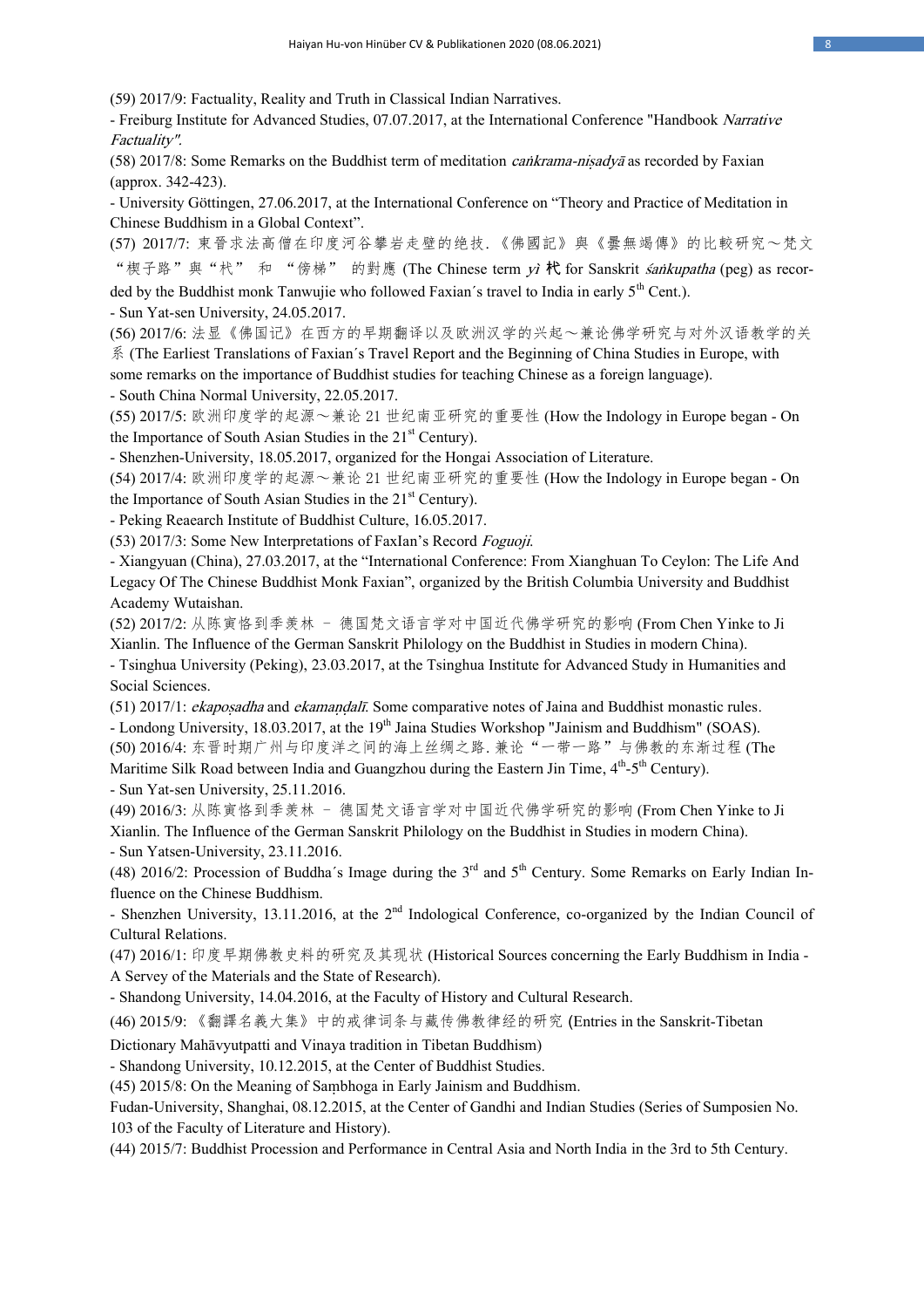(59) 2017/9: Factuality, Reality and Truth in Classical Indian Narratives.

- Freiburg Institute for Advanced Studies, 07.07.2017, at the International Conference "Handbook *Narrative Factuality*".

(58) 2017/8: Some Remarks on the Buddhist term of meditation *caṅkrama-niṣadyā* as recorded by Faxian (approx. 342-423).

- University Göttingen, 27.06.2017, at the International Conference on "Theory and Practice of Meditation in Chinese Buddhism in a Global Context".

(57) 2017/7: 東晋求法高僧在印度河谷攀岩走壁的绝技.《佛國記》與《曇無竭傳》的比較研究～梵文"楔子路"與"杙" 和 "傍梯" 的對應 (The Chinese term *yì* 杙 for Sanskrit *śaṅkupatha* (peg) as recorded by the Buddhist monk Tanwujie who followed Faxian´s travel to India in early 5th Cent.).

- Sun Yat-sen University, 24.05.2017.

(56) 2017/6: 法显《佛国记》在西方的早期翻译以及欧洲汉学的兴起～兼论佛学研究与对外汉语教学的关系 (The Earliest Translations of Faxian´s Travel Report and the Beginning of China Studies in Europe, with some remarks on the importance of Buddhist studies for teaching Chinese as a foreign language).

- South China Normal University, 22.05.2017.

(55) 2017/5: 欧洲印度学的起源～兼论 21 世纪南亚研究的重要性 (How the Indology in Europe began - On the Importance of South Asian Studies in the 21st Century).

- Shenzhen-University, 18.05.2017, organized for the Hongai Association of Literature.

(54) 2017/4: 欧洲印度学的起源～兼论 21 世纪南亚研究的重要性 (How the Indology in Europe began - On the Importance of South Asian Studies in the 21st Century).

- Peking Reaearch Institute of Buddhist Culture, 16.05.2017.

(53) 2017/3: Some New Interpretations of FaxIan's Record *Foguoji*.

- Xiangyuan (China), 27.03.2017, at the "International Conference: From Xianghuan To Ceylon: The Life And Legacy Of The Chinese Buddhist Monk Faxian", organized by the British Columbia University and Buddhist Academy Wutaishan.

(52) 2017/2: 从陈寅恪到季羡林 – 德国梵文语言学对中国近代佛学研究的影响 (From Chen Yinke to Ji Xianlin. The Influence of the German Sanskrit Philology on the Buddhist in Studies in modern China).

- Tsinghua University (Peking), 23.03.2017, at the Tsinghua Institute for Advanced Study in Humanities and Social Sciences.

(51) 2017/1: *ekapoṣadha* and *ekamaṇḍalī*. Some comparative notes of Jaina and Buddhist monastic rules.

- Londong University, 18.03.2017, at the 19th Jaina Studies Workshop "Jainism and Buddhism" (SOAS).

(50) 2016/4: 东晋时期广州与印度洋之间的海上丝绸之路.兼论"一带一路"与佛教的东渐过程 (The Maritime Silk Road between India and Guangzhou during the Eastern Jin Time, 4th-5th Century).

- Sun Yat-sen University, 25.11.2016.

(49) 2016/3: 从陈寅恪到季羡林 – 德国梵文语言学对中国近代佛学研究的影响 (From Chen Yinke to Ji Xianlin. The Influence of the German Sanskrit Philology on the Buddhist in Studies in modern China).

- Sun Yatsen-University, 23.11.2016.

(48) 2016/2: Procession of Buddha´s Image during the 3rd and 5th Century. Some Remarks on Early Indian Influence on the Chinese Buddhism.

- Shenzhen University, 13.11.2016, at the 2nd Indological Conference, co-organized by the Indian Council of Cultural Relations.

(47) 2016/1: 印度早期佛教史料的研究及其现状 (Historical Sources concerning the Early Buddhism in India - A Servey of the Materials and the State of Research).

- Shandong University, 14.04.2016, at the Faculty of History and Cultural Research.

(46) 2015/9:《翻譯名義大集》中的戒律词条与藏传佛教律经的研究 (Entries in the Sanskrit-Tibetan Dictionary Mahāvyutpatti and Vinaya tradition in Tibetan Buddhism)

- Shandong University, 10.12.2015, at the Center of Buddhist Studies.

(45) 2015/8: On the Meaning of Saṃbhoga in Early Jainism and Buddhism.

Fudan-University, Shanghai, 08.12.2015, at the Center of Gandhi and Indian Studies (Series of Sumposien No. 103 of the Faculty of Literature and History).

(44) 2015/7: Buddhist Procession and Performance in Central Asia and North India in the 3rd to 5th Century.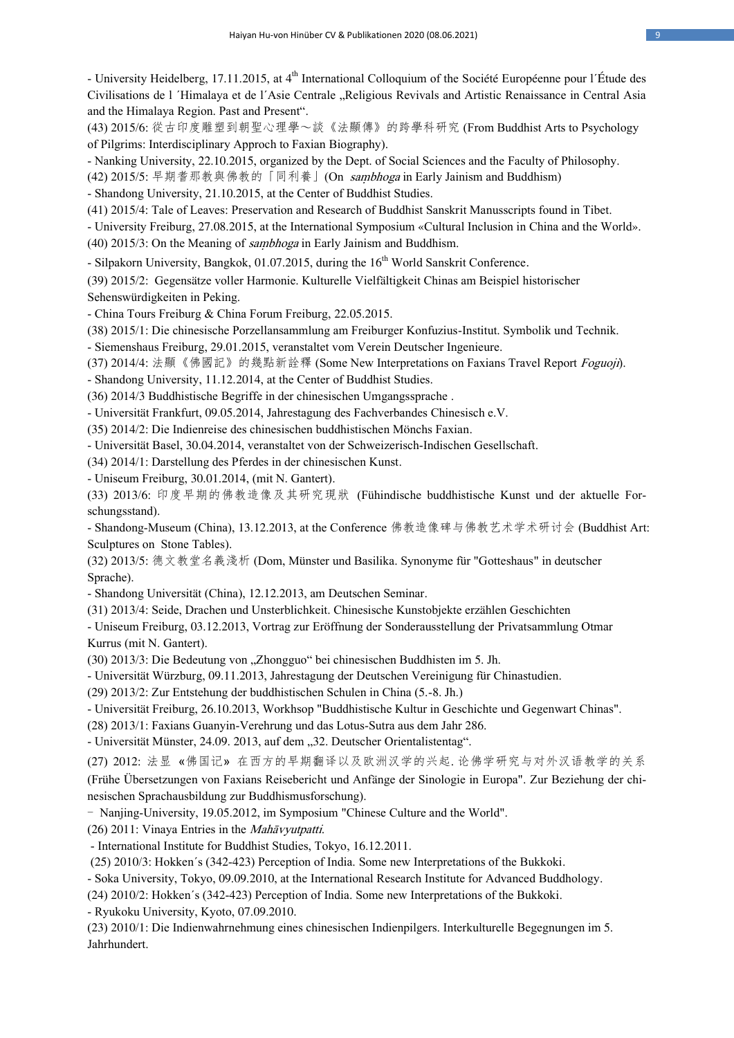- University Heidelberg, 17.11.2015, at 4th International Colloquium of the Société Européenne pour l´Étude des Civilisations de l ´Himalaya et de l´Asie Centrale „Religious Revivals and Artistic Renaissance in Central Asia and the Himalaya Region. Past and Present".

(43) 2015/6: 從古印度雕塑到朝聖心理學～談《法顯傳》的跨學科研究 (From Buddhist Arts to Psychology of Pilgrims: Interdisciplinary Approch to Faxian Biography).

- Nanking University, 22.10.2015, organized by the Dept. of Social Sciences and the Faculty of Philosophy.

(42) 2015/5: 早期耆那教與佛教的「同利養」(On *saṃbhoga* in Early Jainism and Buddhism)

- Shandong University, 21.10.2015, at the Center of Buddhist Studies.

(41) 2015/4: Tale of Leaves: Preservation and Research of Buddhist Sanskrit Manusscripts found in Tibet.

- University Freiburg, 27.08.2015, at the International Symposium «Cultural Inclusion in China and the World».

(40) 2015/3: On the Meaning of *saṃbhoga* in Early Jainism and Buddhism.

- Silpakorn University, Bangkok, 01.07.2015, during the 16th World Sanskrit Conference.

(39) 2015/2: Gegensätze voller Harmonie. Kulturelle Vielfältigkeit Chinas am Beispiel historischer Sehenswürdigkeiten in Peking.

- China Tours Freiburg & China Forum Freiburg, 22.05.2015.

(38) 2015/1: Die chinesische Porzellansammlung am Freiburger Konfuzius-Institut. Symbolik und Technik.

- Siemenshaus Freiburg, 29.01.2015, veranstaltet vom Verein Deutscher Ingenieure.

(37) 2014/4: 法顯《佛國記》的幾點新詮釋 (Some New Interpretations on Faxians Travel Report *Foguoji*).

- Shandong University, 11.12.2014, at the Center of Buddhist Studies.

(36) 2014/3 Buddhistische Begriffe in der chinesischen Umgangssprache .

- Universität Frankfurt, 09.05.2014, Jahrestagung des Fachverbandes Chinesisch e.V.

(35) 2014/2: Die Indienreise des chinesischen buddhistischen Mönchs Faxian.

- Universität Basel, 30.04.2014, veranstaltet von der Schweizerisch-Indischen Gesellschaft.

(34) 2014/1: Darstellung des Pferdes in der chinesischen Kunst.

- Uniseum Freiburg, 30.01.2014, (mit N. Gantert).

(33) 2013/6: 印度早期的佛教造像及其研究現狀 (Fühindische buddhistische Kunst und der aktuelle Forschungsstand).

- Shandong-Museum (China), 13.12.2013, at the Conference 佛教造像碑与佛教艺术学术研讨会 (Buddhist Art: Sculptures on Stone Tables).

(32) 2013/5: 德文教堂名義淺析 (Dom, Münster und Basilika. Synonyme für "Gotteshaus" in deutscher Sprache).

- Shandong Universität (China), 12.12.2013, am Deutschen Seminar.

(31) 2013/4: Seide, Drachen und Unsterblichkeit. Chinesische Kunstobjekte erzählen Geschichten

- Uniseum Freiburg, 03.12.2013, Vortrag zur Eröffnung der Sonderausstellung der Privatsammlung Otmar Kurrus (mit N. Gantert).

(30) 2013/3: Die Bedeutung von „Zhongguo" bei chinesischen Buddhisten im 5. Jh.

- Universität Würzburg, 09.11.2013, Jahrestagung der Deutschen Vereinigung für Chinastudien.

(29) 2013/2: Zur Entstehung der buddhistischen Schulen in China (5.-8. Jh.)

- Universität Freiburg, 26.10.2013, Workhsop "Buddhistische Kultur in Geschichte und Gegenwart Chinas".

(28) 2013/1: Faxians Guanyin-Verehrung und das Lotus-Sutra aus dem Jahr 286.

- Universität Münster, 24.09. 2013, auf dem „32. Deutscher Orientalistentag".

(27) 2012: 法显《佛国记》在西方的早期翻译以及欧洲汉学的兴起. 论佛学研究与对外汉语教学的关系 (Frühe Übersetzungen von Faxians Reisebericht und Anfänge der Sinologie in Europa". Zur Beziehung der chinesischen Sprachausbildung zur Buddhismusforschung).

- Nanjing-University, 19.05.2012, im Symposium "Chinese Culture and the World".

(26) 2011: Vinaya Entries in the *Mahāvyutpatti*.

- International Institute for Buddhist Studies, Tokyo, 16.12.2011.

(25) 2010/3: Hokken´s (342-423) Perception of India. Some new Interpretations of the Bukkoki.

- Soka University, Tokyo, 09.09.2010, at the International Research Institute for Advanced Buddhology.

(24) 2010/2: Hokken´s (342-423) Perception of India. Some new Interpretations of the Bukkoki.

- Ryukoku University, Kyoto, 07.09.2010.

(23) 2010/1: Die Indienwahrnehmung eines chinesischen Indienpilgers. Interkulturelle Begegnungen im 5. Jahrhundert.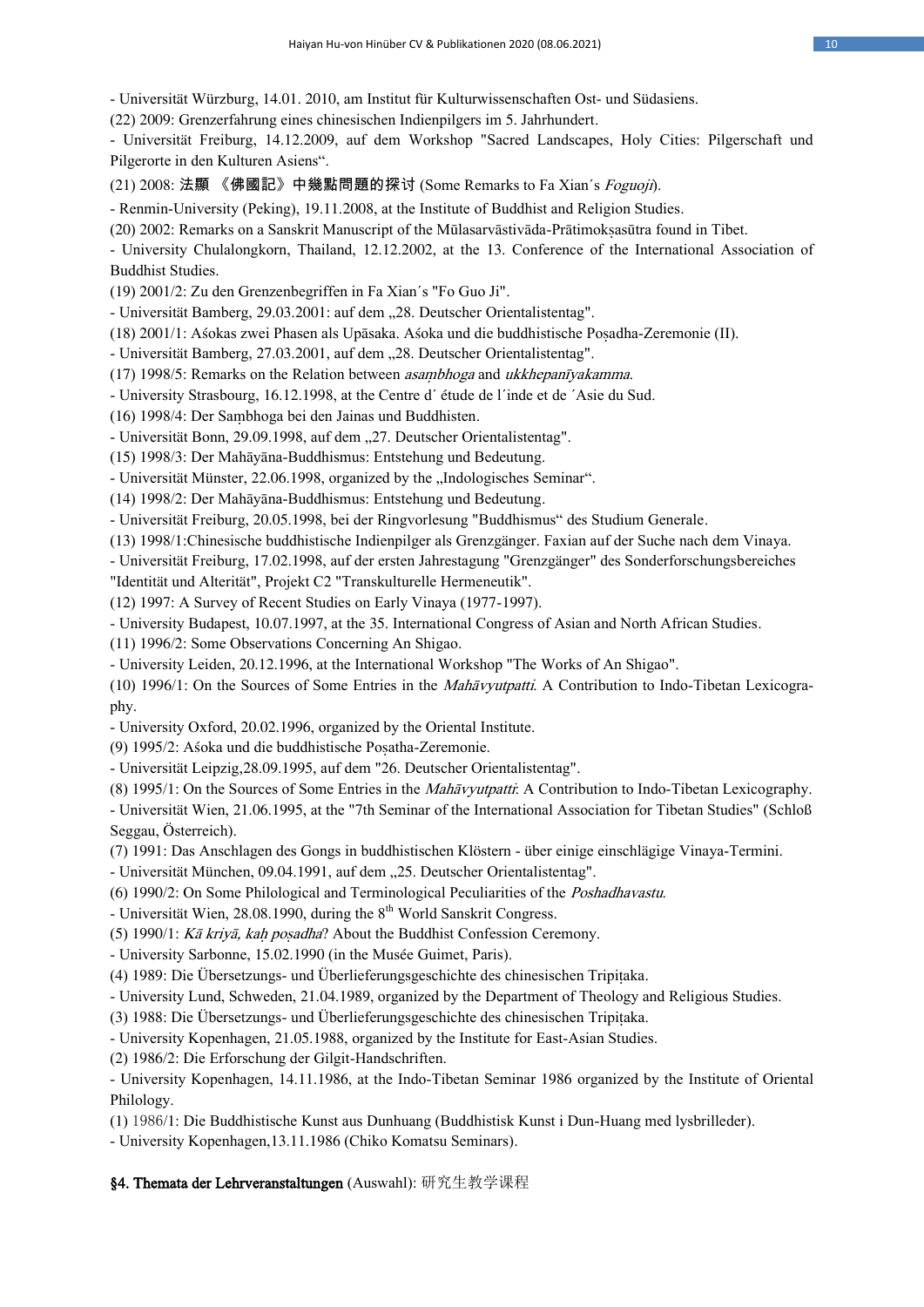- Universität Würzburg, 14.01. 2010, am Institut für Kulturwissenschaften Ost- und Südasiens.

(22) 2009: Grenzerfahrung eines chinesischen Indienpilgers im 5. Jahrhundert.

- Universität Freiburg, 14.12.2009, auf dem Workshop "Sacred Landscapes, Holy Cities: Pilgerschaft und Pilgerorte in den Kulturen Asiens".

(21) 2008: 法顯《佛國記》中幾點問題的探讨 (Some Remarks to Fa Xian´s *Foguoji*).

- Renmin-University (Peking), 19.11.2008, at the Institute of Buddhist and Religion Studies.

(20) 2002: Remarks on a Sanskrit Manuscript of the Mūlasarvāstivāda-Prātimokṣasūtra found in Tibet.

- University Chulalongkorn, Thailand, 12.12.2002, at the 13. Conference of the International Association of Buddhist Studies.

(19) 2001/2: Zu den Grenzenbegriffen in Fa Xian´s "Fo Guo Ji".

- Universität Bamberg, 29.03.2001: auf dem „28. Deutscher Orientalistentag".

(18) 2001/1: Aśokas zwei Phasen als Upāsaka. Aśoka und die buddhistische Poṣadha-Zeremonie (II).

- Universität Bamberg, 27.03.2001, auf dem „28. Deutscher Orientalistentag".

(17) 1998/5: Remarks on the Relation between *asaṃbhoga* and *ukkhepanīyakamma*.

- University Strasbourg, 16.12.1998, at the Centre d´ étude de l´inde et de ´Asie du Sud.

(16) 1998/4: Der Saṃbhoga bei den Jainas und Buddhisten.

- Universität Bonn, 29.09.1998, auf dem „27. Deutscher Orientalistentag".

(15) 1998/3: Der Mahāyāna-Buddhismus: Entstehung und Bedeutung.

- Universität Münster, 22.06.1998, organized by the „Indologisches Seminar".

(14) 1998/2: Der Mahāyāna-Buddhismus: Entstehung und Bedeutung.

- Universität Freiburg, 20.05.1998, bei der Ringvorlesung "Buddhismus" des Studium Generale.

(13) 1998/1:Chinesische buddhistische Indienpilger als Grenzgänger. Faxian auf der Suche nach dem Vinaya.

- Universität Freiburg, 17.02.1998, auf der ersten Jahrestagung "Grenzgänger" des Sonderforschungsbereiches "Identität und Alterität", Projekt C2 "Transkulturelle Hermeneutik".

(12) 1997: A Survey of Recent Studies on Early Vinaya (1977-1997).

- University Budapest, 10.07.1997, at the 35. International Congress of Asian and North African Studies.

(11) 1996/2: Some Observations Concerning An Shigao.

- University Leiden, 20.12.1996, at the International Workshop "The Works of An Shigao".

(10) 1996/1: On the Sources of Some Entries in the *Mahāvyutpatti*. A Contribution to Indo-Tibetan Lexicography.

- University Oxford, 20.02.1996, organized by the Oriental Institute.

(9) 1995/2: Aśoka und die buddhistische Poṣatha-Zeremonie.

- Universität Leipzig,28.09.1995, auf dem "26. Deutscher Orientalistentag".

(8) 1995/1: On the Sources of Some Entries in the *Mahāvyutpatti*: A Contribution to Indo-Tibetan Lexicography.

- Universität Wien, 21.06.1995, at the "7th Seminar of the International Association for Tibetan Studies" (Schloß Seggau, Österreich).

(7) 1991: Das Anschlagen des Gongs in buddhistischen Klöstern - über einige einschlägige Vinaya-Termini.

- Universität München, 09.04.1991, auf dem „25. Deutscher Orientalistentag".

(6) 1990/2: On Some Philological and Terminological Peculiarities of the *Poshadhavastu*.

- Universität Wien, 28.08.1990, during the 8th World Sanskrit Congress.

(5) 1990/1: *Kā kriyā, kaḥ poṣadha*? About the Buddhist Confession Ceremony.

- University Sarbonne, 15.02.1990 (in the Musée Guimet, Paris).

(4) 1989: Die Übersetzungs- und Überlieferungsgeschichte des chinesischen Tripiṭaka.

- University Lund, Schweden, 21.04.1989, organized by the Department of Theology and Religious Studies.

(3) 1988: Die Übersetzungs- und Überlieferungsgeschichte des chinesischen Tripiṭaka.

- University Kopenhagen, 21.05.1988, organized by the Institute for East-Asian Studies.

(2) 1986/2: Die Erforschung der Gilgit-Handschriften.

- University Kopenhagen, 14.11.1986, at the Indo-Tibetan Seminar 1986 organized by the Institute of Oriental Philology.

(1) 1986/1: Die Buddhistische Kunst aus Dunhuang (Buddhistisk Kunst i Dun-Huang med lysbrilleder).

- University Kopenhagen,13.11.1986 (Chiko Komatsu Seminars).

**§4. Themata der Lehrveranstaltungen** (Auswahl): 研究生教学课程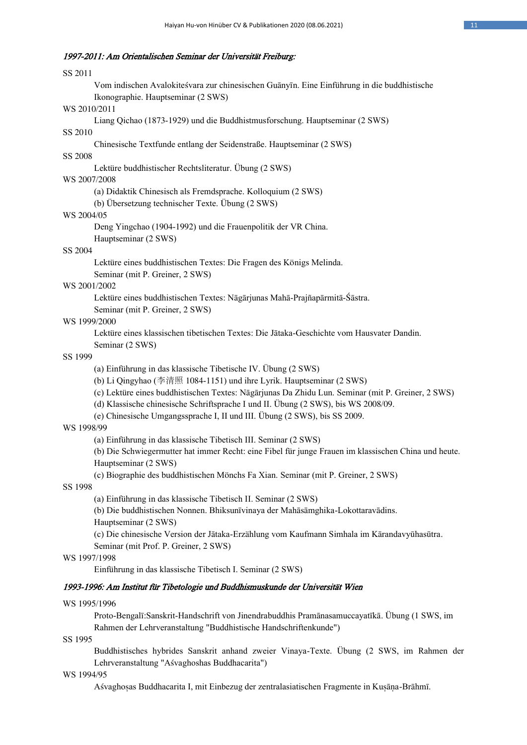*1997-2011: Am Orientalischen Seminar der Universität Freiburg:*

SS 2011
: Vom indischen Avalokiteśvara zur chinesischen Guānyīn. Eine Einführung in die buddhistische Ikonographie. Hauptseminar (2 SWS)

WS 2010/2011
: Liang Qichao (1873-1929) und die Buddhismusforschung. Hauptseminar (2 SWS)

SS 2010
: Chinesische Textfunde entlang der Seidenstraße. Hauptseminar (2 SWS)

SS 2008
: Lektüre buddhistischer Rechtsliteratur. Übung (2 SWS)

WS 2007/2008
: (a) Didaktik Chinesisch als Fremdsprache. Kolloquium (2 SWS)
: (b) Übersetzung technischer Texte. Übung (2 SWS)

WS 2004/05
: Deng Yingchao (1904-1992) und die Frauenpolitik der VR China. Hauptseminar (2 SWS)

SS 2004
: Lektüre eines buddhistischen Textes: Die Fragen des Königs Melinda. Seminar (mit P. Greiner, 2 SWS)

WS 2001/2002
: Lektüre eines buddhistischen Textes: Nāgārjunas Mahā-Prajñapārmitā-Śāstra. Seminar (mit P. Greiner, 2 SWS)

WS 1999/2000
: Lektüre eines klassischen tibetischen Textes: Die Jātaka-Geschichte vom Hausvater Dandin. Seminar (2 SWS)

SS 1999
: (a) Einführung in das klassische Tibetische IV. Übung (2 SWS)
: (b) Li Qingyhao (李清照 1084-1151) und ihre Lyrik. Hauptseminar (2 SWS)
: (c) Lektüre eines buddhistischen Textes: Nāgārjunas Da Zhidu Lun. Seminar (mit P. Greiner, 2 SWS)
: (d) Klassische chinesische Schriftsprache I und II. Übung (2 SWS), bis WS 2008/09.
: (e) Chinesische Umgangssprache I, II und III. Übung (2 SWS), bis SS 2009.

WS 1998/99
: (a) Einführung in das klassische Tibetisch III. Seminar (2 SWS)
: (b) Die Schwiegermutter hat immer Recht: eine Fibel für junge Frauen im klassischen China und heute. Hauptseminar (2 SWS)
: (c) Biographie des buddhistischen Mönchs Fa Xian. Seminar (mit P. Greiner, 2 SWS)

SS 1998
: (a) Einführung in das klassische Tibetisch II. Seminar (2 SWS)
: (b) Die buddhistischen Nonnen. Bhiksunīvinaya der Mahāsāmghika-Lokottaravādins. Hauptseminar (2 SWS)
: (c) Die chinesische Version der Jātaka-Erzählung vom Kaufmann Simhala im Kārandavyūhasūtra. Seminar (mit Prof. P. Greiner, 2 SWS)

WS 1997/1998
: Einführung in das klassische Tibetisch I. Seminar (2 SWS)

*1993-1996: Am Institut für Tibetologie und Buddhismuskunde der Universität Wien*

WS 1995/1996
: Proto-Bengalī:Sanskrit-Handschrift von Jinendrabuddhis Pramānasamuccayatīkā. Übung (1 SWS, im Rahmen der Lehrveranstaltung "Buddhistische Handschriftenkunde")

SS 1995
: Buddhistisches hybrides Sanskrit anhand zweier Vinaya-Texte. Übung (2 SWS, im Rahmen der Lehrveranstaltung "Aśvaghoshas Buddhacarita")

WS 1994/95
: Aśvaghoṣas Buddhacarita I, mit Einbezug der zentralasiatischen Fragmente in Kuṣāṇa-Brāhmī.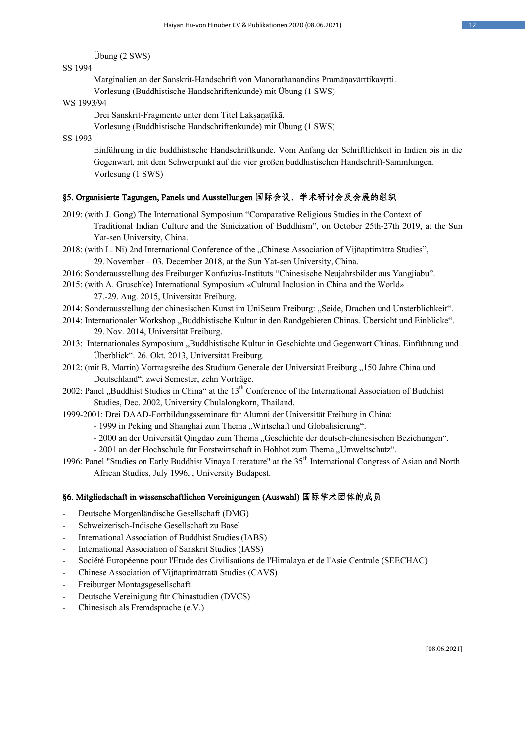Übung (2 SWS)

SS 1994

Marginalien an der Sanskrit-Handschrift von Manorathanandins Pramāṇavārttikavṛtti.
Vorlesung (Buddhistische Handschriftenkunde) mit Übung (1 SWS)

WS 1993/94

Drei Sanskrit-Fragmente unter dem Titel Lakṣaṇaṭīkā.
Vorlesung (Buddhistische Handschriftenkunde) mit Übung (1 SWS)

SS 1993

Einführung in die buddhistische Handschriftkunde. Vom Anfang der Schriftlichkeit in Indien bis in die Gegenwart, mit dem Schwerpunkt auf die vier großen buddhistischen Handschrift-Sammlungen.
Vorlesung (1 SWS)

## §5. Organisierte Tagungen, Panels und Ausstellungen 国际会议、学术研讨会及会展的组织

2019: (with J. Gong) The International Symposium "Comparative Religious Studies in the Context of Traditional Indian Culture and the Sinicization of Buddhism", on October 25th-27th 2019, at the Sun Yat-sen University, China.

2018: (with L. Ni) 2nd International Conference of the „Chinese Association of Vijñaptimātra Studies", 29. November – 03. December 2018, at the Sun Yat-sen University, China.

2016: Sonderausstellung des Freiburger Konfuzius-Instituts "Chinesische Neujahrsbilder aus Yangjiabu".

2015: (with A. Gruschke) International Symposium «Cultural Inclusion in China and the World» 27.-29. Aug. 2015, Universität Freiburg.

2014: Sonderausstellung der chinesischen Kunst im UniSeum Freiburg: „Seide, Drachen und Unsterblichkeit".

2014: Internationaler Workshop „Buddhistische Kultur in den Randgebieten Chinas. Übersicht und Einblicke". 29. Nov. 2014, Universität Freiburg.

2013: Internationales Symposium „Buddhistische Kultur in Geschichte und Gegenwart Chinas. Einführung und Überblick". 26. Okt. 2013, Universität Freiburg.

2012: (mit B. Martin) Vortragsreihe des Studium Generale der Universität Freiburg „150 Jahre China und Deutschland", zwei Semester, zehn Vorträge.

2002: Panel „Buddhist Studies in China" at the 13th Conference of the International Association of Buddhist Studies, Dec. 2002, University Chulalongkorn, Thailand.

1999-2001: Drei DAAD-Fortbildungsseminare für Alumni der Universität Freiburg in China:
- 1999 in Peking und Shanghai zum Thema „Wirtschaft und Globalisierung".
- 2000 an der Universität Qingdao zum Thema „Geschichte der deutsch-chinesischen Beziehungen".
- 2001 an der Hochschule für Forstwirtschaft in Hohhot zum Thema „Umweltschutz".

1996: Panel "Studies on Early Buddhist Vinaya Literature" at the 35th International Congress of Asian and North African Studies, July 1996, , University Budapest.

## §6. Mitgliedschaft in wissenschaftlichen Vereinigungen (Auswahl) 国际学术团体的成员

- Deutsche Morgenländische Gesellschaft (DMG)
- Schweizerisch-Indische Gesellschaft zu Basel
- International Association of Buddhist Studies (IABS)
- International Association of Sanskrit Studies (IASS)
- Société Européenne pour l'Etude des Civilisations de l'Himalaya et de l'Asie Centrale (SEECHAC)
- Chinese Association of Vijñaptimātratā Studies (CAVS)
- Freiburger Montagsgesellschaft
- Deutsche Vereinigung für Chinastudien (DVCS)
- Chinesisch als Fremdsprache (e.V.)

[08.06.2021]